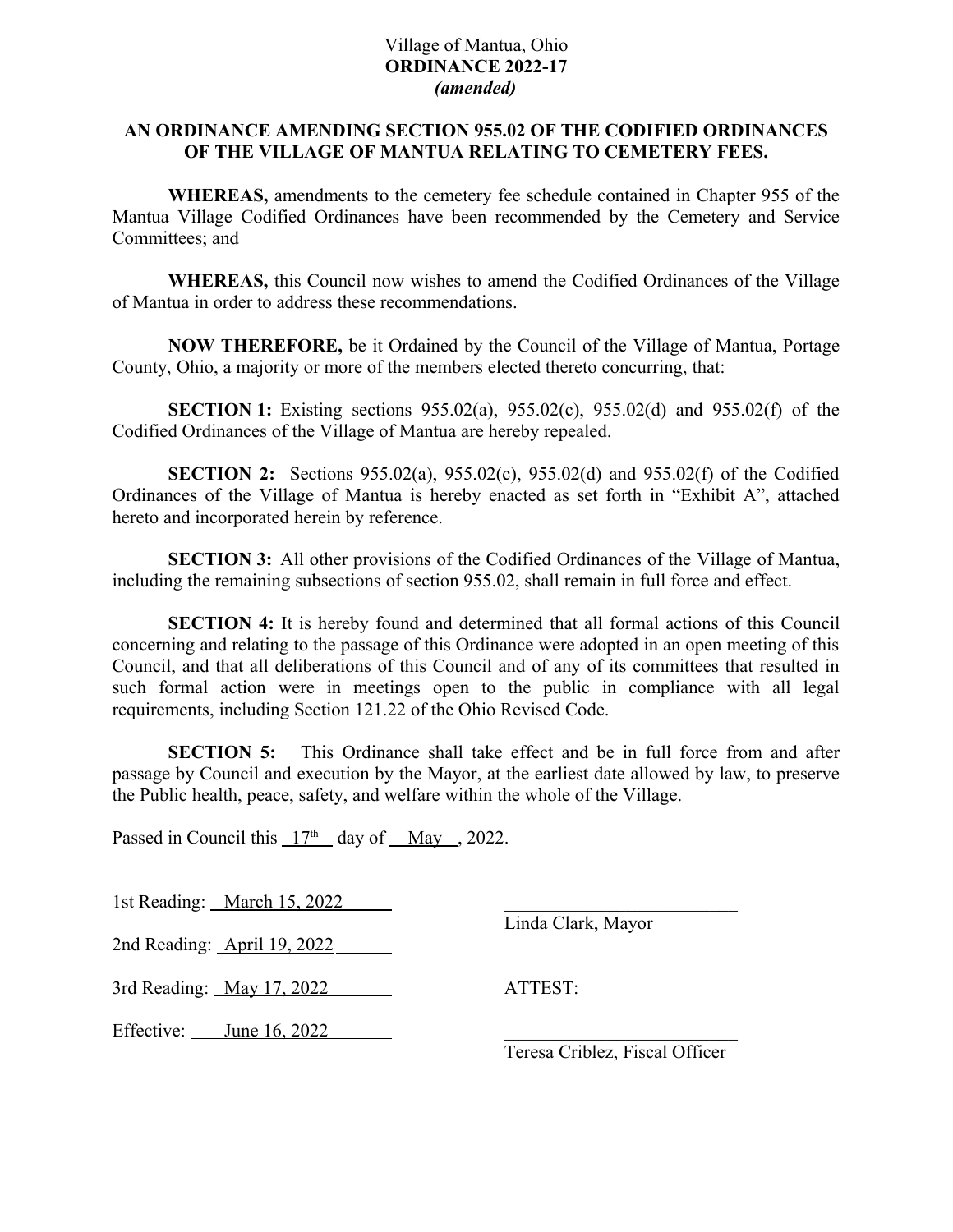Village of Mantua, Ohio
**ORDINANCE 2022-17**
***(amended)***

**AN ORDINANCE AMENDING SECTION 955.02 OF THE CODIFIED ORDINANCES OF THE VILLAGE OF MANTUA RELATING TO CEMETERY FEES.**

**WHEREAS,** amendments to the cemetery fee schedule contained in Chapter 955 of the Mantua Village Codified Ordinances have been recommended by the Cemetery and Service Committees; and

**WHEREAS,** this Council now wishes to amend the Codified Ordinances of the Village of Mantua in order to address these recommendations.

**NOW THEREFORE,** be it Ordained by the Council of the Village of Mantua, Portage County, Ohio, a majority or more of the members elected thereto concurring, that:

**SECTION 1:** Existing sections 955.02(a), 955.02(c), 955.02(d) and 955.02(f) of the Codified Ordinances of the Village of Mantua are hereby repealed.

**SECTION 2:** Sections 955.02(a), 955.02(c), 955.02(d) and 955.02(f) of the Codified Ordinances of the Village of Mantua is hereby enacted as set forth in "Exhibit A", attached hereto and incorporated herein by reference.

**SECTION 3:** All other provisions of the Codified Ordinances of the Village of Mantua, including the remaining subsections of section 955.02, shall remain in full force and effect.

**SECTION 4:** It is hereby found and determined that all formal actions of this Council concerning and relating to the passage of this Ordinance were adopted in an open meeting of this Council, and that all deliberations of this Council and of any of its committees that resulted in such formal action were in meetings open to the public in compliance with all legal requirements, including Section 121.22 of the Ohio Revised Code.

**SECTION 5:** This Ordinance shall take effect and be in full force from and after passage by Council and execution by the Mayor, at the earliest date allowed by law, to preserve the Public health, peace, safety, and welfare within the whole of the Village.

Passed in Council this 17th day of May, 2022.

1st Reading: March 15, 2022

2nd Reading: April 19, 2022

3rd Reading: May 17, 2022

Effective: June 16, 2022

\_\_\_\_\_\_\_\_\_\_\_\_\_\_\_\_\_\_\_\_\_\_\_\_\_\_
Linda Clark, Mayor

ATTEST:

\_\_\_\_\_\_\_\_\_\_\_\_\_\_\_\_\_\_\_\_\_\_\_\_\_\_
Teresa Criblez, Fiscal Officer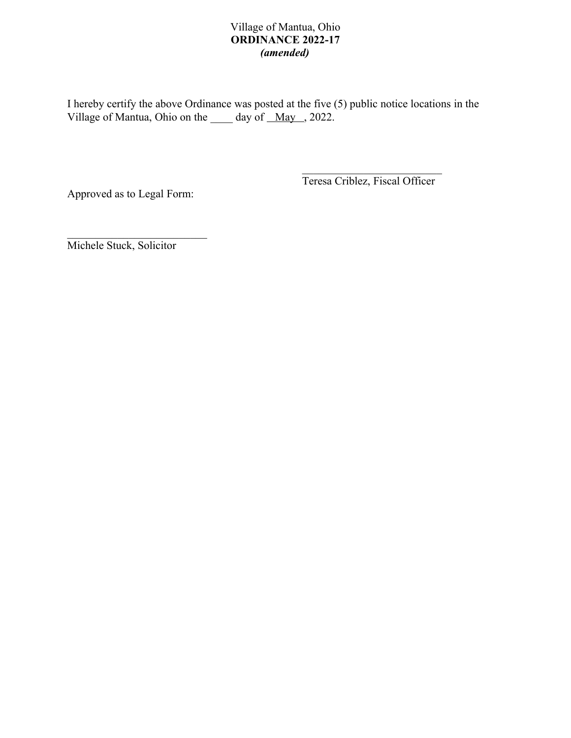Village of Mantua, Ohio
**ORDINANCE 2022-17**
***(amended)***

I hereby certify the above Ordinance was posted at the five (5) public notice locations in the Village of Mantua, Ohio on the ____ day of __May__, 2022.

___________________________
Teresa Criblez, Fiscal Officer

Approved as to Legal Form:

___________________________
Michele Stuck, Solicitor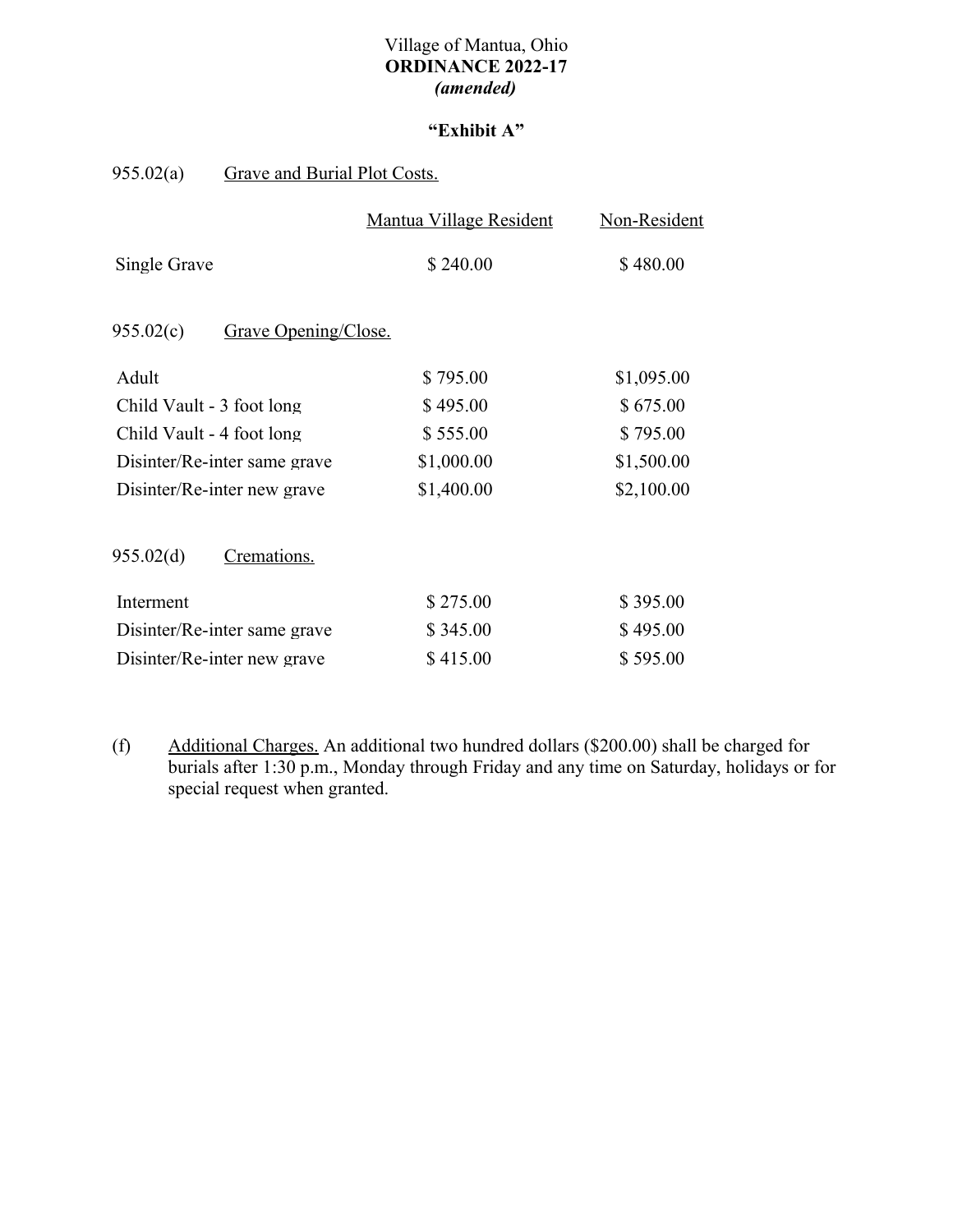Village of Mantua, Ohio
**ORDINANCE 2022-17**
***(amended)***

**"Exhibit A"**

955.02(a) Grave and Burial Plot Costs.

| | Mantua Village Resident | Non-Resident |
|---|---|---|
| Single Grave | $ 240.00 | $ 480.00 |

955.02(c) Grave Opening/Close.

| | | |
|---|---|---|
| Adult | $ 795.00 | $1,095.00 |
| Child Vault - 3 foot long | $ 495.00 | $ 675.00 |
| Child Vault - 4 foot long | $ 555.00 | $ 795.00 |
| Disinter/Re-inter same grave | $1,000.00 | $1,500.00 |
| Disinter/Re-inter new grave | $1,400.00 | $2,100.00 |

955.02(d) Cremations.

| | | |
|---|---|---|
| Interment | $ 275.00 | $ 395.00 |
| Disinter/Re-inter same grave | $ 345.00 | $ 495.00 |
| Disinter/Re-inter new grave | $ 415.00 | $ 595.00 |

(f) Additional Charges. An additional two hundred dollars ($200.00) shall be charged for burials after 1:30 p.m., Monday through Friday and any time on Saturday, holidays or for special request when granted.